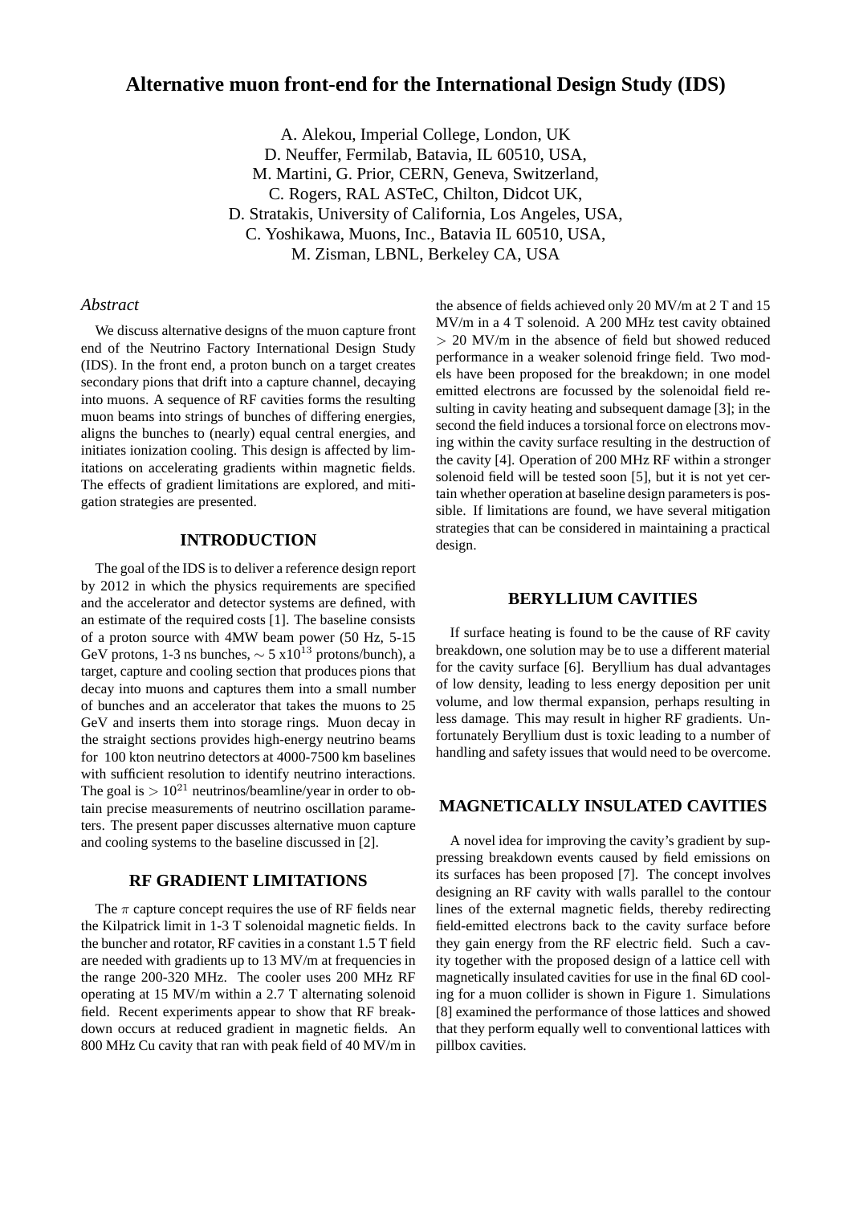# Alternative muon front-end for the International Design Study (IDS)

A. Alekou, Imperial College, London, UK
D. Neuffer, Fermilab, Batavia, IL 60510, USA,
M. Martini, G. Prior, CERN, Geneva, Switzerland,
C. Rogers, RAL ASTeC, Chilton, Didcot UK,
D. Stratakis, University of California, Los Angeles, USA,
C. Yoshikawa, Muons, Inc., Batavia IL 60510, USA,
M. Zisman, LBNL, Berkeley CA, USA

### *Abstract*

We discuss alternative designs of the muon capture front end of the Neutrino Factory International Design Study (IDS). In the front end, a proton bunch on a target creates secondary pions that drift into a capture channel, decaying into muons. A sequence of RF cavities forms the resulting muon beams into strings of bunches of differing energies, aligns the bunches to (nearly) equal central energies, and initiates ionization cooling. This design is affected by limitations on accelerating gradients within magnetic fields. The effects of gradient limitations are explored, and mitigation strategies are presented.

## INTRODUCTION

The goal of the IDS is to deliver a reference design report by 2012 in which the physics requirements are specified and the accelerator and detector systems are defined, with an estimate of the required costs [1]. The baseline consists of a proton source with 4MW beam power (50 Hz, 5-15 GeV protons, 1-3 ns bunches, $\sim 5$ x$10^{13}$ protons/bunch), a target, capture and cooling section that produces pions that decay into muons and captures them into a small number of bunches and an accelerator that takes the muons to 25 GeV and inserts them into storage rings. Muon decay in the straight sections provides high-energy neutrino beams for 100 kton neutrino detectors at 4000-7500 km baselines with sufficient resolution to identify neutrino interactions. The goal is $> 10^{21}$ neutrinos/beamline/year in order to obtain precise measurements of neutrino oscillation parameters. The present paper discusses alternative muon capture and cooling systems to the baseline discussed in [2].

## RF GRADIENT LIMITATIONS

The $\pi$ capture concept requires the use of RF fields near the Kilpatrick limit in 1-3 T solenoidal magnetic fields. In the buncher and rotator, RF cavities in a constant 1.5 T field are needed with gradients up to 13 MV/m at frequencies in the range 200-320 MHz. The cooler uses 200 MHz RF operating at 15 MV/m within a 2.7 T alternating solenoid field. Recent experiments appear to show that RF breakdown occurs at reduced gradient in magnetic fields. An 800 MHz Cu cavity that ran with peak field of 40 MV/m in the absence of fields achieved only 20 MV/m at 2 T and 15 MV/m in a 4 T solenoid. A 200 MHz test cavity obtained $> 20$ MV/m in the absence of field but showed reduced performance in a weaker solenoid fringe field. Two models have been proposed for the breakdown; in one model emitted electrons are focussed by the solenoidal field resulting in cavity heating and subsequent damage [3]; in the second the field induces a torsional force on electrons moving within the cavity surface resulting in the destruction of the cavity [4]. Operation of 200 MHz RF within a stronger solenoid field will be tested soon [5], but it is not yet certain whether operation at baseline design parameters is possible. If limitations are found, we have several mitigation strategies that can be considered in maintaining a practical design.

## BERYLLIUM CAVITIES

If surface heating is found to be the cause of RF cavity breakdown, one solution may be to use a different material for the cavity surface [6]. Beryllium has dual advantages of low density, leading to less energy deposition per unit volume, and low thermal expansion, perhaps resulting in less damage. This may result in higher RF gradients. Unfortunately Beryllium dust is toxic leading to a number of handling and safety issues that would need to be overcome.

## MAGNETICALLY INSULATED CAVITIES

A novel idea for improving the cavity's gradient by suppressing breakdown events caused by field emissions on its surfaces has been proposed [7]. The concept involves designing an RF cavity with walls parallel to the contour lines of the external magnetic fields, thereby redirecting field-emitted electrons back to the cavity surface before they gain energy from the RF electric field. Such a cavity together with the proposed design of a lattice cell with magnetically insulated cavities for use in the final 6D cooling for a muon collider is shown in Figure 1. Simulations [8] examined the performance of those lattices and showed that they perform equally well to conventional lattices with pillbox cavities.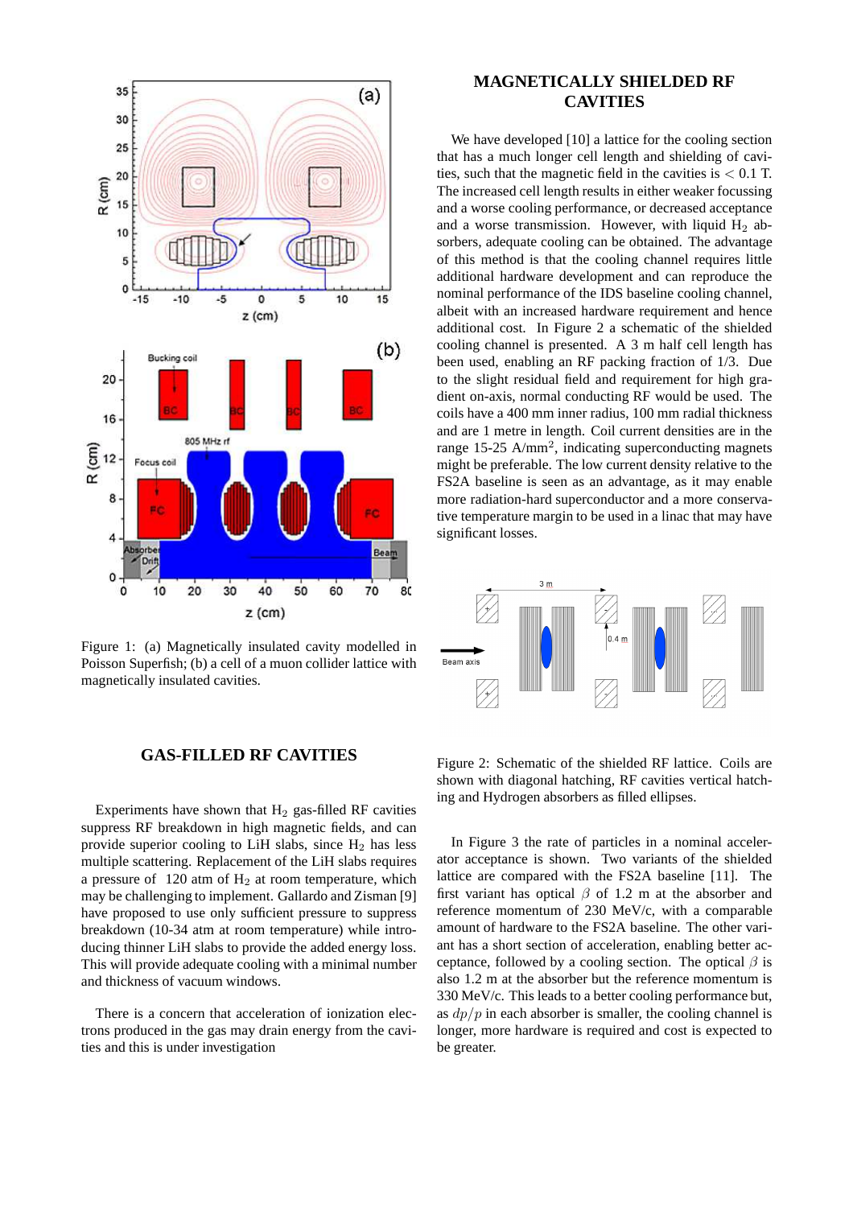Figure 1: (a) Magnetically insulated cavity modelled in Poisson Superfish; (b) a cell of a muon collider lattice with magnetically insulated cavities.

## GAS-FILLED RF CAVITIES

Experiments have shown that $H_2$ gas-filled RF cavities suppress RF breakdown in high magnetic fields, and can provide superior cooling to LiH slabs, since $H_2$ has less multiple scattering. Replacement of the LiH slabs requires a pressure of 120 atm of $H_2$ at room temperature, which may be challenging to implement. Gallardo and Zisman [9] have proposed to use only sufficient pressure to suppress breakdown (10-34 atm at room temperature) while introducing thinner LiH slabs to provide the added energy loss. This will provide adequate cooling with a minimal number and thickness of vacuum windows.

There is a concern that acceleration of ionization electrons produced in the gas may drain energy from the cavities and this is under investigation

## MAGNETICALLY SHIELDED RF CAVITIES

We have developed [10] a lattice for the cooling section that has a much longer cell length and shielding of cavities, such that the magnetic field in the cavities is $< 0.1$ T. The increased cell length results in either weaker focussing and a worse cooling performance, or decreased acceptance and a worse transmission. However, with liquid $H_2$ absorbers, adequate cooling can be obtained. The advantage of this method is that the cooling channel requires little additional hardware development and can reproduce the nominal performance of the IDS baseline cooling channel, albeit with an increased hardware requirement and hence additional cost. In Figure 2 a schematic of the shielded cooling channel is presented. A 3 m half cell length has been used, enabling an RF packing fraction of 1/3. Due to the slight residual field and requirement for high gradient on-axis, normal conducting RF would be used. The coils have a 400 mm inner radius, 100 mm radial thickness and are 1 metre in length. Coil current densities are in the range 15-25 A/mm$^2$, indicating superconducting magnets might be preferable. The low current density relative to the FS2A baseline is seen as an advantage, as it may enable more radiation-hard superconductor and a more conservative temperature margin to be used in a linac that may have significant losses.

Figure 2: Schematic of the shielded RF lattice. Coils are shown with diagonal hatching, RF cavities vertical hatching and Hydrogen absorbers as filled ellipses.

In Figure 3 the rate of particles in a nominal accelerator acceptance is shown. Two variants of the shielded lattice are compared with the FS2A baseline [11]. The first variant has optical $\beta$ of 1.2 m at the absorber and reference momentum of 230 MeV/c, with a comparable amount of hardware to the FS2A baseline. The other variant has a short section of acceleration, enabling better acceptance, followed by a cooling section. The optical $\beta$ is also 1.2 m at the absorber but the reference momentum is 330 MeV/c. This leads to a better cooling performance but, as $dp/p$ in each absorber is smaller, the cooling channel is longer, more hardware is required and cost is expected to be greater.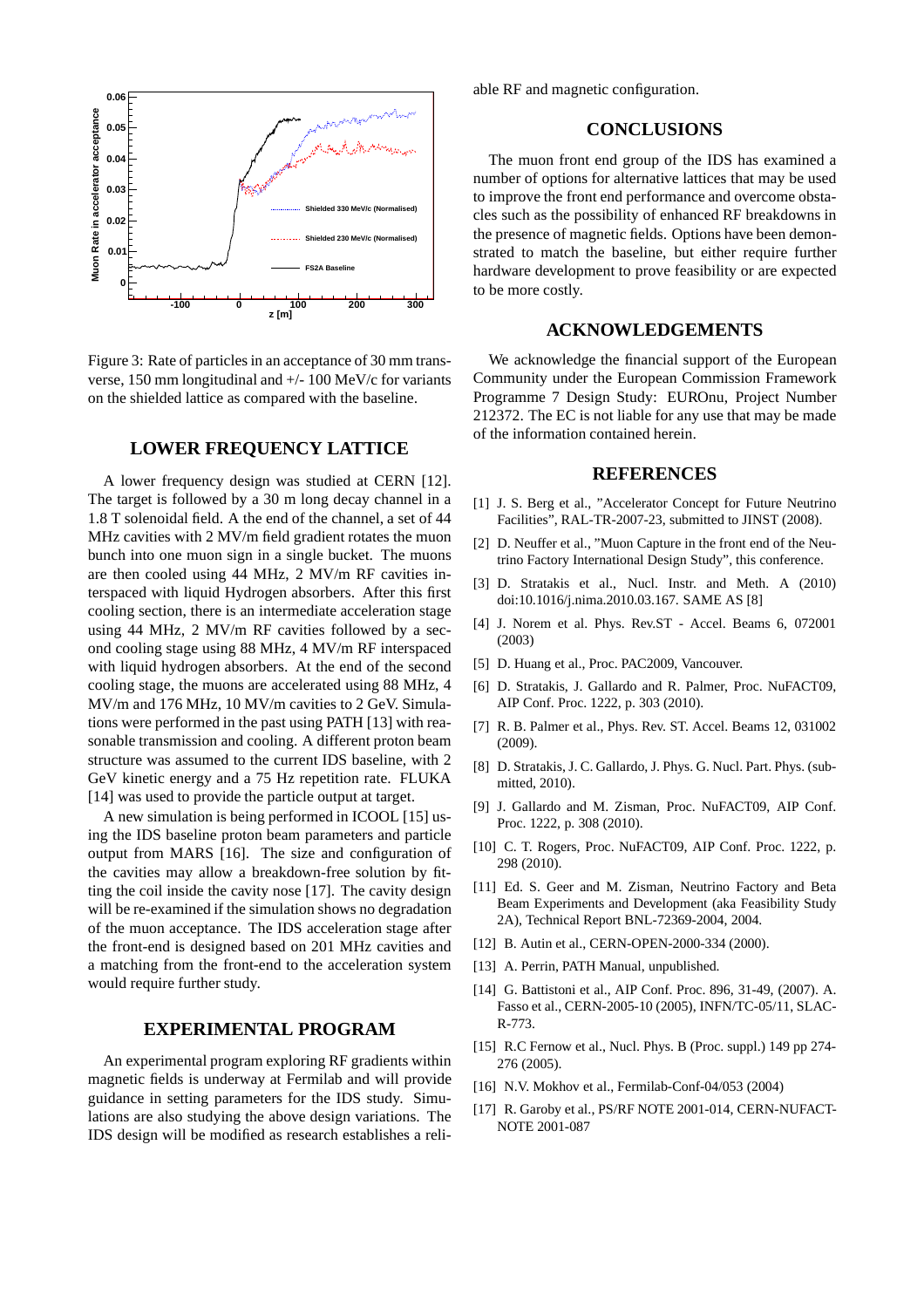Muon Rate in accelerator acceptance

0.06
0.05
0.04
0.03
0.02
0.01
0

-100
0
100
200
300
z [m]

Shielded 330 MeV/c (Normalised)
Shielded 230 MeV/c (Normalised)
FS2A Baseline

Figure 3: Rate of particles in an acceptance of 30 mm transverse, 150 mm longitudinal and +/- 100 MeV/c for variants on the shielded lattice as compared with the baseline.

## LOWER FREQUENCY LATTICE

A lower frequency design was studied at CERN [12]. The target is followed by a 30 m long decay channel in a 1.8 T solenoidal field. A the end of the channel, a set of 44 MHz cavities with 2 MV/m field gradient rotates the muon bunch into one muon sign in a single bucket. The muons are then cooled using 44 MHz, 2 MV/m RF cavities interspaced with liquid Hydrogen absorbers. After this first cooling section, there is an intermediate acceleration stage using 44 MHz, 2 MV/m RF cavities followed by a second cooling stage using 88 MHz, 4 MV/m RF interspaced with liquid hydrogen absorbers. At the end of the second cooling stage, the muons are accelerated using 88 MHz, 4 MV/m and 176 MHz, 10 MV/m cavities to 2 GeV. Simulations were performed in the past using PATH [13] with reasonable transmission and cooling. A different proton beam structure was assumed to the current IDS baseline, with 2 GeV kinetic energy and a 75 Hz repetition rate. FLUKA [14] was used to provide the particle output at target.

A new simulation is being performed in ICOOL [15] using the IDS baseline proton beam parameters and particle output from MARS [16]. The size and configuration of the cavities may allow a breakdown-free solution by fitting the coil inside the cavity nose [17]. The cavity design will be re-examined if the simulation shows no degradation of the muon acceptance. The IDS acceleration stage after the front-end is designed based on 201 MHz cavities and a matching from the front-end to the acceleration system would require further study.

## EXPERIMENTAL PROGRAM

An experimental program exploring RF gradients within magnetic fields is underway at Fermilab and will provide guidance in setting parameters for the IDS study. Simulations are also studying the above design variations. The IDS design will be modified as research establishes a reliable RF and magnetic configuration.

## CONCLUSIONS

The muon front end group of the IDS has examined a number of options for alternative lattices that may be used to improve the front end performance and overcome obstacles such as the possibility of enhanced RF breakdowns in the presence of magnetic fields. Options have been demonstrated to match the baseline, but either require further hardware development to prove feasibility or are expected to be more costly.

## ACKNOWLEDGEMENTS

We acknowledge the financial support of the European Community under the European Commission Framework Programme 7 Design Study: EUROnu, Project Number 212372. The EC is not liable for any use that may be made of the information contained herein.

## REFERENCES

[1] J. S. Berg et al., "Accelerator Concept for Future Neutrino Facilities", RAL-TR-2007-23, submitted to JINST (2008).

[2] D. Neuffer et al., "Muon Capture in the front end of the Neutrino Factory International Design Study", this conference.

[3] D. Stratakis et al., Nucl. Instr. and Meth. A (2010) doi:10.1016/j.nima.2010.03.167. SAME AS [8]

[4] J. Norem et al. Phys. Rev.ST - Accel. Beams 6, 072001 (2003)

[5] D. Huang et al., Proc. PAC2009, Vancouver.

[6] D. Stratakis, J. Gallardo and R. Palmer, Proc. NuFACT09, AIP Conf. Proc. 1222, p. 303 (2010).

[7] R. B. Palmer et al., Phys. Rev. ST. Accel. Beams 12, 031002 (2009).

[8] D. Stratakis, J. C. Gallardo, J. Phys. G. Nucl. Part. Phys. (submitted, 2010).

[9] J. Gallardo and M. Zisman, Proc. NuFACT09, AIP Conf. Proc. 1222, p. 308 (2010).

[10] C. T. Rogers, Proc. NuFACT09, AIP Conf. Proc. 1222, p. 298 (2010).

[11] Ed. S. Geer and M. Zisman, Neutrino Factory and Beta Beam Experiments and Development (aka Feasibility Study 2A), Technical Report BNL-72369-2004, 2004.

[12] B. Autin et al., CERN-OPEN-2000-334 (2000).

[13] A. Perrin, PATH Manual, unpublished.

[14] G. Battistoni et al., AIP Conf. Proc. 896, 31-49, (2007). A. Fasso et al., CERN-2005-10 (2005), INFN/TC-05/11, SLAC-R-773.

[15] R.C Fernow et al., Nucl. Phys. B (Proc. suppl.) 149 pp 274-276 (2005).

[16] N.V. Mokhov et al., Fermilab-Conf-04/053 (2004)

[17] R. Garoby et al., PS/RF NOTE 2001-014, CERN-NUFACT-NOTE 2001-087